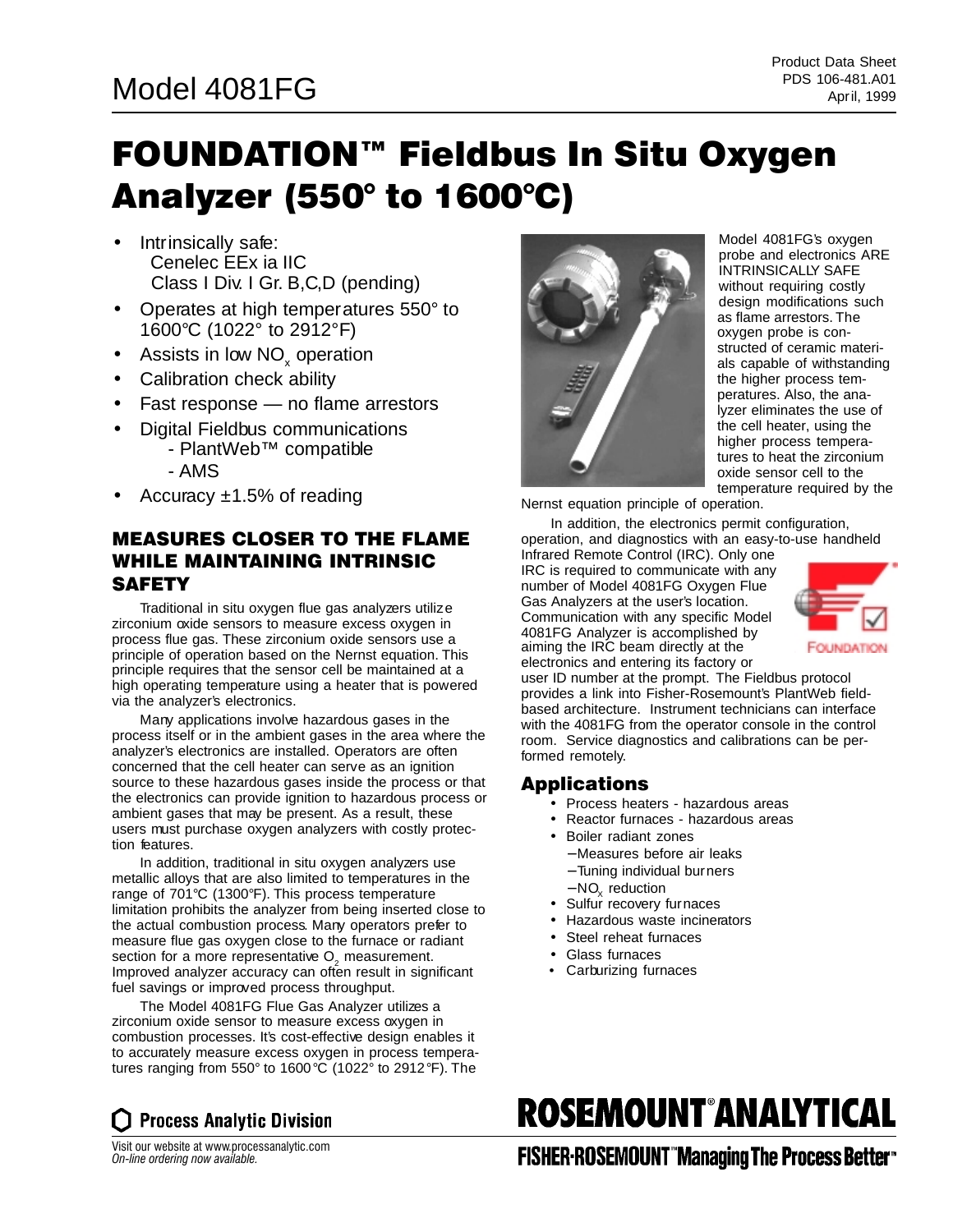Model 4081FG

Product Data Sheet
PDS 106-481.A01
April, 1999

# FOUNDATION™ Fieldbus In Situ Oxygen Analyzer (550° to 1600°C)

- Intrinsically safe:
  Cenelec EEx ia IIC
  Class I Div. I Gr. B,C,D (pending)
- Operates at high temperatures 550° to 1600°C (1022° to 2912°F)
- Assists in low $NO_x$ operation
- Calibration check ability
- Fast response — no flame arrestors
- Digital Fieldbus communications
  - PlantWeb™ compatible
  - AMS
- Accuracy ±1.5% of reading

## MEASURES CLOSER TO THE FLAME WHILE MAINTAINING INTRINSIC SAFETY

Traditional in situ oxygen flue gas analyzers utilize zirconium oxide sensors to measure excess oxygen in process flue gas. These zirconium oxide sensors use a principle of operation based on the Nernst equation. This principle requires that the sensor cell be maintained at a high operating temperature using a heater that is powered via the analyzer's electronics.

Many applications involve hazardous gases in the process itself or in the ambient gases in the area where the analyzer's electronics are installed. Operators are often concerned that the cell heater can serve as an ignition source to these hazardous gases inside the process or that the electronics can provide ignition to hazardous process or ambient gases that may be present. As a result, these users must purchase oxygen analyzers with costly protection features.

In addition, traditional in situ oxygen analyzers use metallic alloys that are also limited to temperatures in the range of 701°C (1300°F). This process temperature limitation prohibits the analyzer from being inserted close to the actual combustion process. Many operators prefer to measure flue gas oxygen close to the furnace or radiant section for a more representative $O_2$ measurement. Improved analyzer accuracy can often result in significant fuel savings or improved process throughput.

The Model 4081FG Flue Gas Analyzer utilizes a zirconium oxide sensor to measure excess oxygen in combustion processes. It's cost-effective design enables it to accurately measure excess oxygen in process temperatures ranging from 550° to 1600°C (1022° to 2912°F). The Model 4081FG's oxygen probe and electronics ARE INTRINSICALLY SAFE without requiring costly design modifications such as flame arrestors. The oxygen probe is constructed of ceramic materials capable of withstanding the higher process temperatures. Also, the analyzer eliminates the use of the cell heater, using the higher process temperatures to heat the zirconium oxide sensor cell to the temperature required by the Nernst equation principle of operation.

In addition, the electronics permit configuration, operation, and diagnostics with an easy-to-use handheld Infrared Remote Control (IRC). Only one IRC is required to communicate with any number of Model 4081FG Oxygen Flue Gas Analyzers at the user's location. Communication with any specific Model 4081FG Analyzer is accomplished by aiming the IRC beam directly at the electronics and entering its factory or user ID number at the prompt. The Fieldbus protocol provides a link into Fisher-Rosemount's PlantWeb field-based architecture. Instrument technicians can interface with the 4081FG from the operator console in the control room. Service diagnostics and calibrations can be performed remotely.

## Applications

- Process heaters - hazardous areas
- Reactor furnaces - hazardous areas
- Boiler radiant zones
  - Measures before air leaks
  - Tuning individual burners
  - $NO_x$ reduction
- Sulfur recovery furnaces
- Hazardous waste incinerators
- Steel reheat furnaces
- Glass furnaces
- Carburizing furnaces

Process Analytic Division

ROSEMOUNT® ANALYTICAL

Visit our website at www.processanalytic.com
*On-line ordering now available.*

FISHER-ROSEMOUNT™ Managing The Process Better™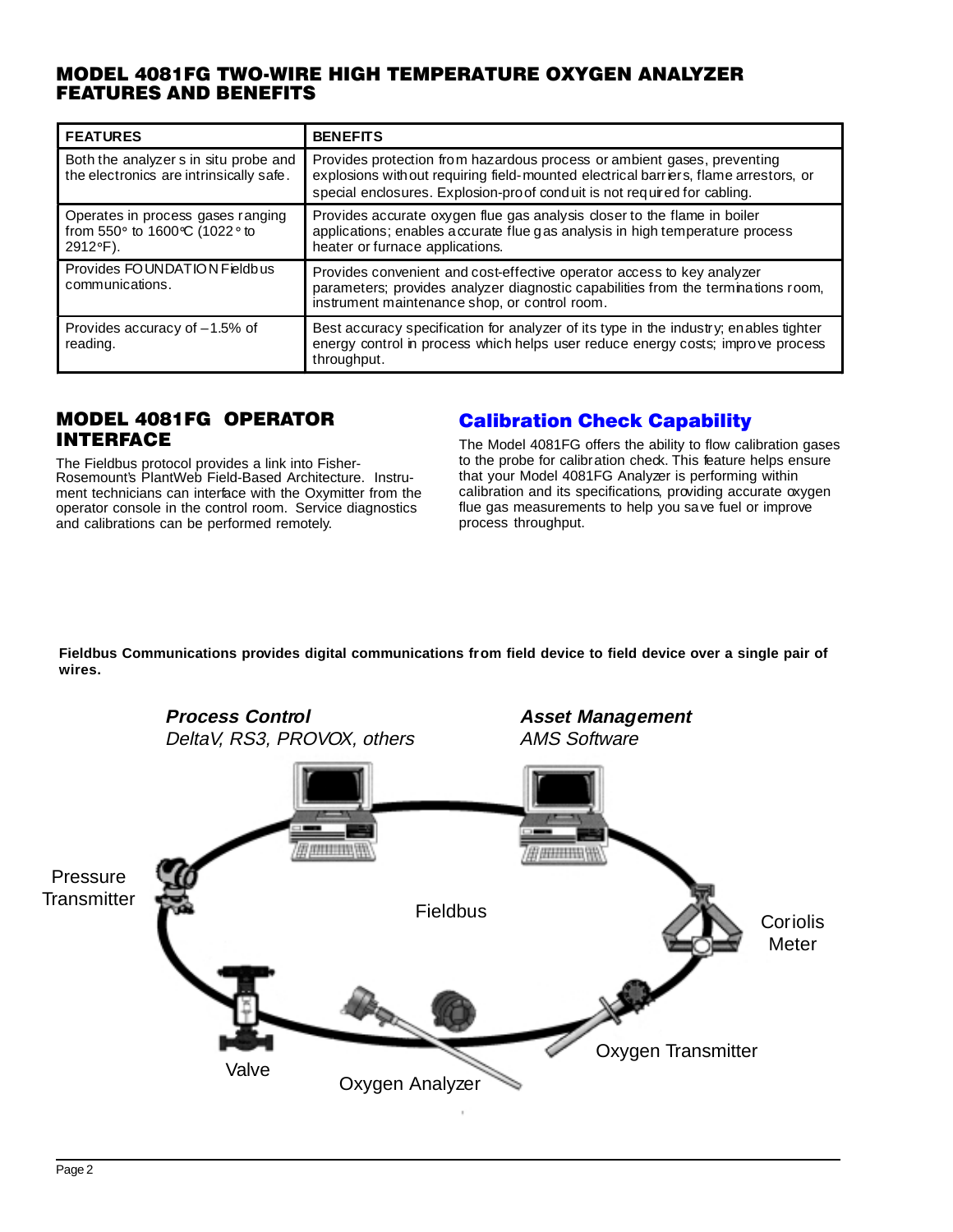## MODEL 4081FG TWO-WIRE HIGH TEMPERATURE OXYGEN ANALYZER FEATURES AND BENEFITS

| FEATURES | BENEFITS |
|---|---|
| Both the analyzer s in situ probe and the electronics are intrinsically safe. | Provides protection from hazardous process or ambient gases, preventing explosions without requiring field-mounted electrical barriers, flame arrestors, or special enclosures. Explosion-proof conduit is not required for cabling. |
| Operates in process gases ranging from 550° to 1600°C (1022° to 2912°F). | Provides accurate oxygen flue gas analysis closer to the flame in boiler applications; enables accurate flue gas analysis in high temperature process heater or furnace applications. |
| Provides FOUNDATION Fieldbus communications. | Provides convenient and cost-effective operator access to key analyzer parameters; provides analyzer diagnostic capabilities from the terminations room, instrument maintenance shop, or control room. |
| Provides accuracy of –1.5% of reading. | Best accuracy specification for analyzer of its type in the industry; enables tighter energy control in process which helps user reduce energy costs; improve process throughput. |

## MODEL 4081FG OPERATOR INTERFACE

The Fieldbus protocol provides a link into Fisher-Rosemount's PlantWeb Field-Based Architecture. Instrument technicians can interface with the Oxymitter from the operator console in the control room. Service diagnostics and calibrations can be performed remotely.

## Calibration Check Capability

The Model 4081FG offers the ability to flow calibration gases to the probe for calibration check. This feature helps ensure that your Model 4081FG Analyzer is performing within calibration and its specifications, providing accurate oxygen flue gas measurements to help you save fuel or improve process throughput.

**Fieldbus Communications provides digital communications from field device to field device over a single pair of wires.**

***Process Control***
*DeltaV, RS3, PROVOX, others*

***Asset Management***
*AMS Software*

Pressure Transmitter

Fieldbus

Coriolis Meter

Valve

Oxygen Analyzer

Oxygen Transmitter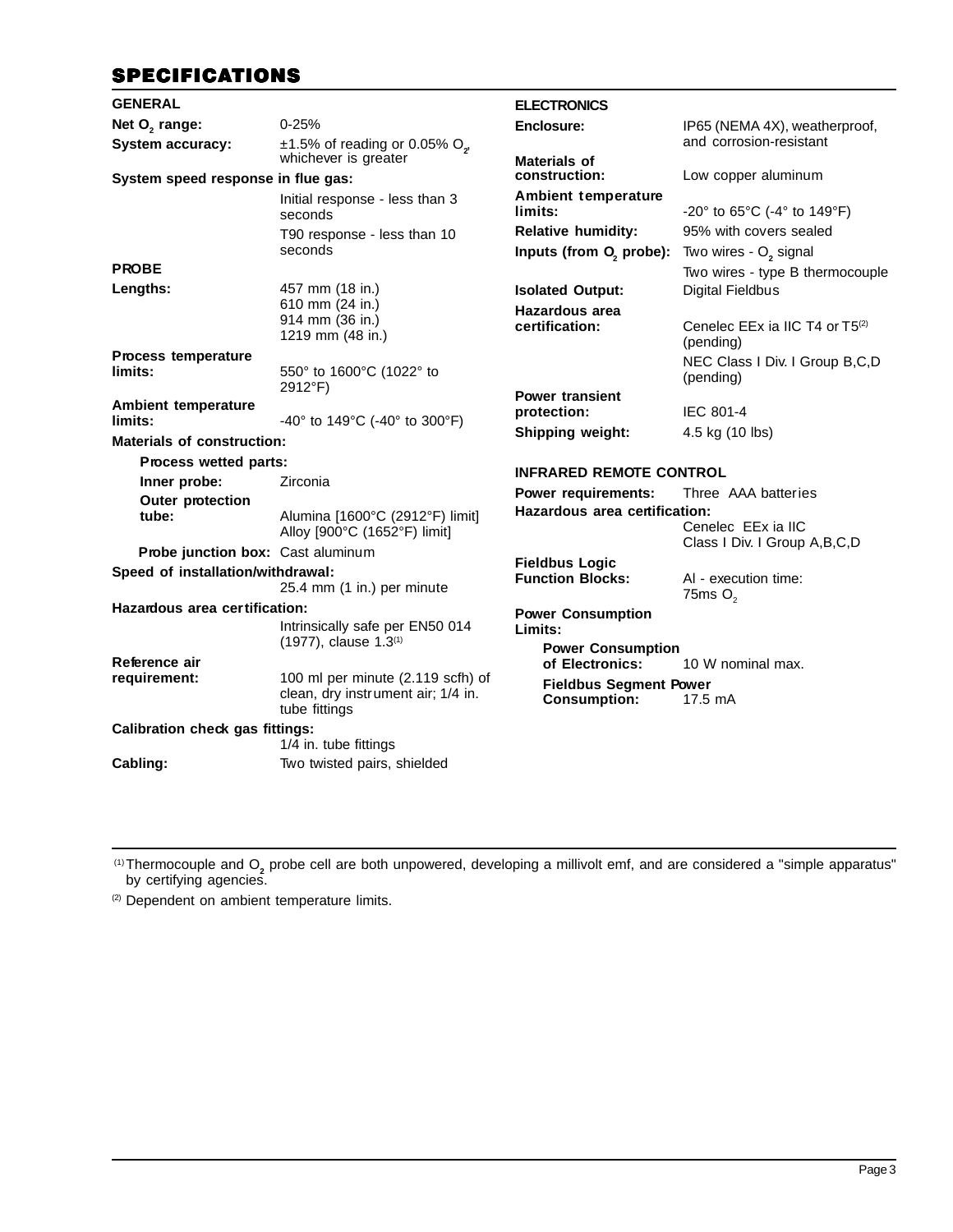## SPECIFICATIONS

### GENERAL

| | |
|---|---|
| **Net $O_2$ range:** | 0-25% |
| **System accuracy:** | ±1.5% of reading or 0.05% $O_2$, whichever is greater |
| **System speed response in flue gas:** | Initial response - less than 3 seconds<br>T90 response - less than 10 seconds |

### PROBE

| | |
|---|---|
| **Lengths:** | 457 mm (18 in.)<br>610 mm (24 in.)<br>914 mm (36 in.)<br>1219 mm (48 in.) |
| **Process temperature limits:** | 550° to 1600°C (1022° to 2912°F) |
| **Ambient temperature limits:** | -40° to 149°C (-40° to 300°F) |
| **Materials of construction:** | |
| **Process wetted parts:** | |
| **Inner probe:** | Zirconia |
| **Outer protection tube:** | Alumina [1600°C (2912°F) limit]<br>Alloy [900°C (1652°F) limit] |
| **Probe junction box:** | Cast aluminum |
| **Speed of installation/withdrawal:** | 25.4 mm (1 in.) per minute |
| **Hazardous area certification:** | Intrinsically safe per EN50 014 (1977), clause 1.3[1] |
| **Reference air requirement:** | 100 ml per minute (2.119 scfh) of clean, dry instrument air; 1/4 in. tube fittings |
| **Calibration check gas fittings:** | 1/4 in. tube fittings |
| **Cabling:** | Two twisted pairs, shielded |

### ELECTRONICS

| | |
|---|---|
| **Enclosure:** | IP65 (NEMA 4X), weatherproof, and corrosion-resistant |
| **Materials of construction:** | Low copper aluminum |
| **Ambient temperature limits:** | -20° to 65°C (-4° to 149°F) |
| **Relative humidity:** | 95% with covers sealed |
| **Inputs (from $O_2$ probe):** | Two wires - $O_2$ signal<br>Two wires - type B thermocouple |
| **Isolated Output:** | Digital Fieldbus |
| **Hazardous area certification:** | Cenelec EEx ia IIC T4 or T5[2] (pending)<br>NEC Class I Div. I Group B,C,D (pending) |
| **Power transient protection:** | IEC 801-4 |
| **Shipping weight:** | 4.5 kg (10 lbs) |

### INFRARED REMOTE CONTROL

| | |
|---|---|
| **Power requirements:** | Three AAA batteries |
| **Hazardous area certification:** | Cenelec EEx ia IIC<br>Class I Div. I Group A,B,C,D |
| **Fieldbus Logic Function Blocks:** | AI - execution time: 75ms $O_2$ |
| **Power Consumption Limits:** | |
| **Power Consumption of Electronics:** | 10 W nominal max. |
| **Fieldbus Segment Power Consumption:** | 17.5 mA |

[1] Thermocouple and $O_2$ probe cell are both unpowered, developing a millivolt emf, and are considered a "simple apparatus" by certifying agencies.

[2] Dependent on ambient temperature limits.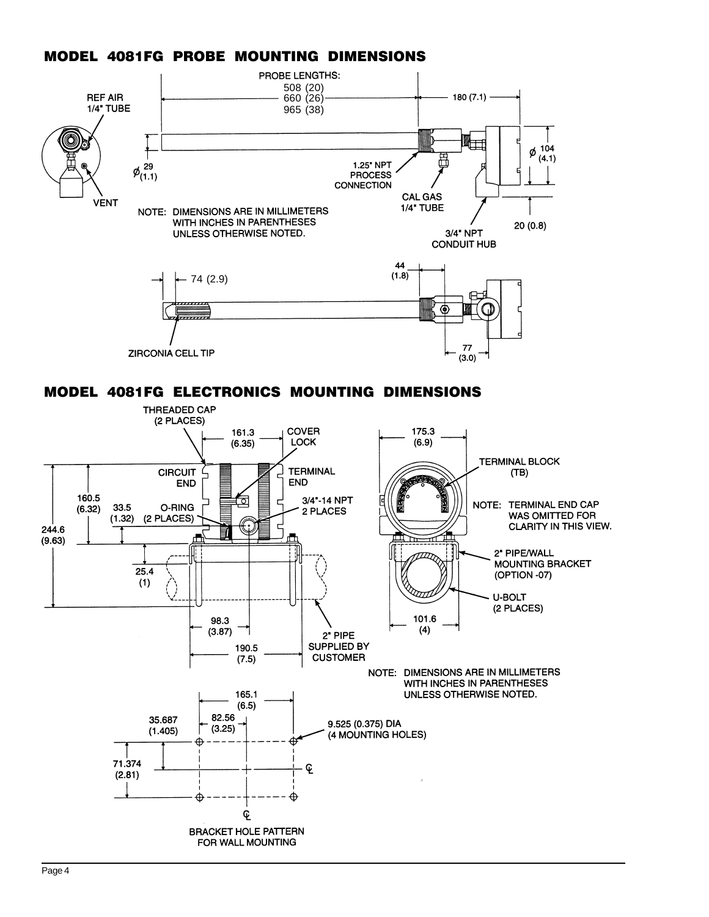## MODEL 4081FG PROBE MOUNTING DIMENSIONS

PROBE LENGTHS:
508 (20)
660 (26)
965 (38)

180 (7.1)

REF AIR 1/4" TUBE

VENT

$\phi$ 29 (1.1)

1.25" NPT PROCESS CONNECTION

CAL GAS 1/4" TUBE

$\phi$ 104 (4.1)

20 (0.8)

3/4" NPT CONDUIT HUB

NOTE: DIMENSIONS ARE IN MILLIMETERS WITH INCHES IN PARENTHESES UNLESS OTHERWISE NOTED.

74 (2.9)

44 (1.8)

77 (3.0)

ZIRCONIA CELL TIP

## MODEL 4081FG ELECTRONICS MOUNTING DIMENSIONS

THREADED CAP (2 PLACES)

161.3 (6.35)

COVER LOCK

CIRCUIT END

TERMINAL END

160.5 (6.32)

33.5 (1.32)

O-RING (2 PLACES)

3/4"-14 NPT 2 PLACES

244.6 (9.63)

25.4 (1)

98.3 (3.87)

190.5 (7.5)

2" PIPE SUPPLIED BY CUSTOMER

175.3 (6.9)

TERMINAL BLOCK (TB)

NOTE: TERMINAL END CAP WAS OMITTED FOR CLARITY IN THIS VIEW.

2" PIPE/WALL MOUNTING BRACKET (OPTION -07)

U-BOLT (2 PLACES)

101.6 (4)

NOTE: DIMENSIONS ARE IN MILLIMETERS WITH INCHES IN PARENTHESES UNLESS OTHERWISE NOTED.

165.1 (6.5)

35.687 (1.405)

82.56 (3.25)

9.525 (0.375) DIA (4 MOUNTING HOLES)

71.374 (2.81)

℄

℄

BRACKET HOLE PATTERN FOR WALL MOUNTING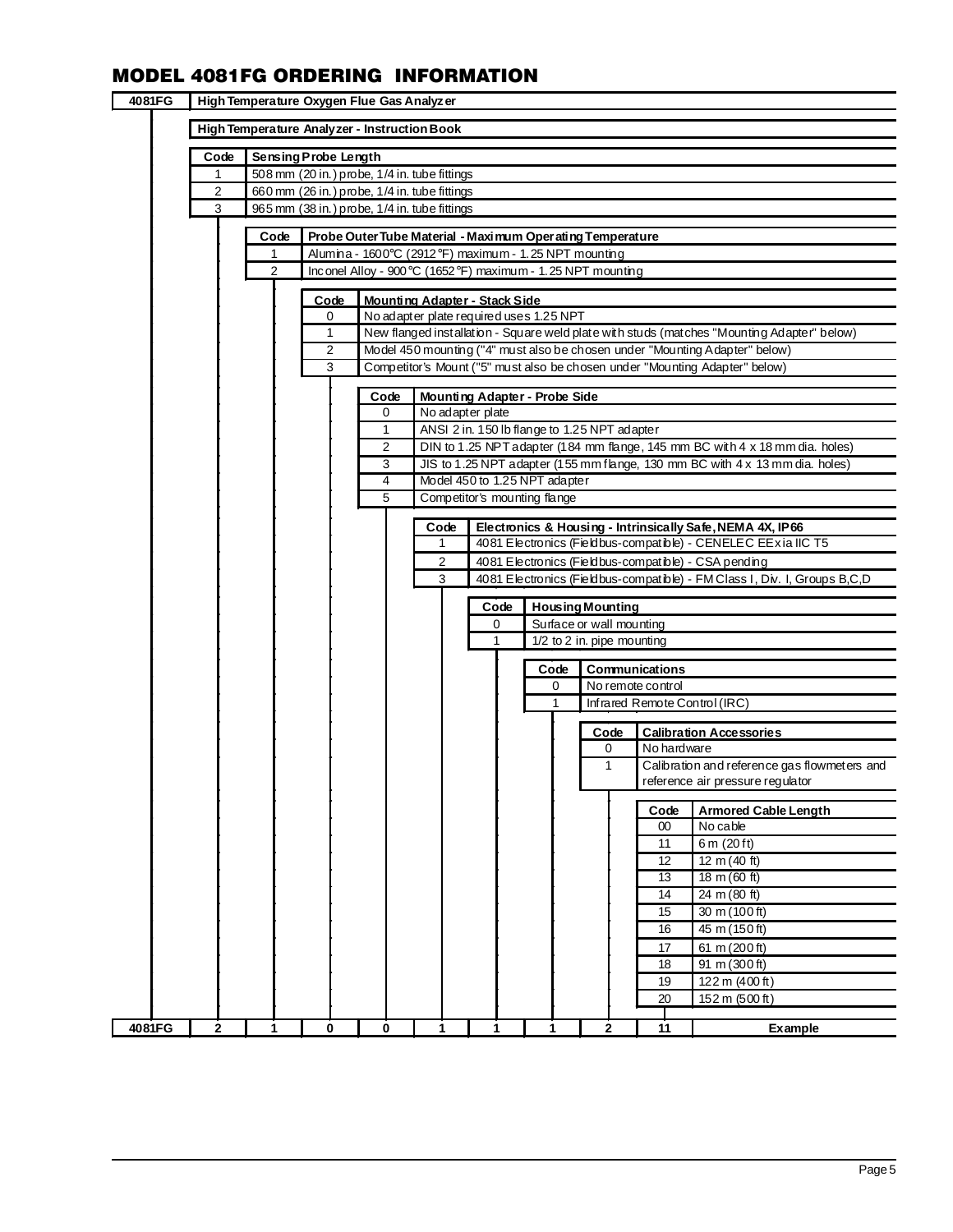# MODEL 4081FG ORDERING INFORMATION

**4081FG** — High Temperature Oxygen Flue Gas Analyzer

High Temperature Analyzer - Instruction Book

| Code | Sensing Probe Length |
|---|---|
| 1 | 508 mm (20 in.) probe, 1/4 in. tube fittings |
| 2 | 660 mm (26 in.) probe, 1/4 in. tube fittings |
| 3 | 965 mm (38 in.) probe, 1/4 in. tube fittings |

| Code | Probe Outer Tube Material - Maximum Operating Temperature |
|---|---|
| 1 | Alumina - 1600°C (2912°F) maximum - 1.25 NPT mounting |
| 2 | Inconel Alloy - 900°C (1652°F) maximum - 1.25 NPT mounting |

| Code | Mounting Adapter - Stack Side |
|---|---|
| 0 | No adapter plate required uses 1.25 NPT |
| 1 | New flanged installation - Square weld plate with studs (matches "Mounting Adapter" below) |
| 2 | Model 450 mounting ("4" must also be chosen under "Mounting Adapter" below) |
| 3 | Competitor's Mount ("5" must also be chosen under "Mounting Adapter" below) |

| Code | Mounting Adapter - Probe Side |
|---|---|
| 0 | No adapter plate |
| 1 | ANSI 2 in. 150 lb flange to 1.25 NPT adapter |
| 2 | DIN to 1.25 NPT adapter (184 mm flange, 145 mm BC with 4 x 18 mm dia. holes) |
| 3 | JIS to 1.25 NPT adapter (155 mm flange, 130 mm BC with 4 x 13 mm dia. holes) |
| 4 | Model 450 to 1.25 NPT adapter |
| 5 | Competitor's mounting flange |

| Code | Electronics & Housing - Intrinsically Safe, NEMA 4X, IP66 |
|---|---|
| 1 | 4081 Electronics (Fieldbus-compatible) - CENELEC EEx ia IIC T5 |
| 2 | 4081 Electronics (Fieldbus-compatible) - CSA pending |
| 3 | 4081 Electronics (Fieldbus-compatible) - FM Class I, Div. I, Groups B,C,D |

| Code | Housing Mounting |
|---|---|
| 0 | Surface or wall mounting |
| 1 | 1/2 to 2 in. pipe mounting |

| Code | Communications |
|---|---|
| 0 | No remote control |
| 1 | Infrared Remote Control (IRC) |

| Code | Calibration Accessories |
|---|---|
| 0 | No hardware |
| 1 | Calibration and reference gas flowmeters and reference air pressure regulator |

| Code | Armored Cable Length |
|---|---|
| 00 | No cable |
| 11 | 6 m (20 ft) |
| 12 | 12 m (40 ft) |
| 13 | 18 m (60 ft) |
| 14 | 24 m (80 ft) |
| 15 | 30 m (100 ft) |
| 16 | 45 m (150 ft) |
| 17 | 61 m (200 ft) |
| 18 | 91 m (300 ft) |
| 19 | 122 m (400 ft) |
| 20 | 152 m (500 ft) |

| 4081FG | 2 | 1 | 0 | 0 | 1 | 1 | 1 | 2 | 11 | Example |
|---|---|---|---|---|---|---|---|---|---|---|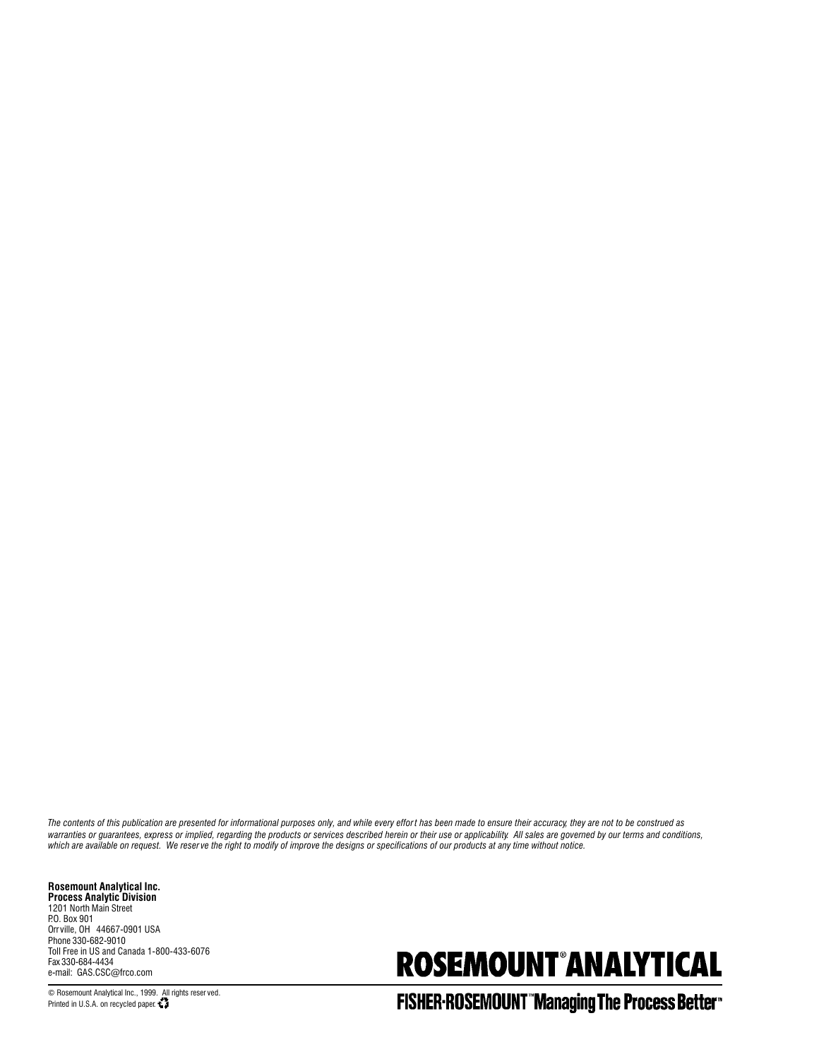*The contents of this publication are presented for informational purposes only, and while every effort has been made to ensure their accuracy, they are not to be construed as warranties or guarantees, express or implied, regarding the products or services described herein or their use or applicability. All sales are governed by our terms and conditions, which are available on request. We reserve the right to modify of improve the designs or specifications of our products at any time without notice.*

**Rosemount Analytical Inc.**
**Process Analytic Division**
1201 North Main Street
P.O. Box 901
Orrville, OH 44667-0901 USA
Phone 330-682-9010
Toll Free in US and Canada 1-800-433-6076
Fax 330-684-4434
e-mail: GAS.CSC@frco.com

© Rosemount Analytical Inc., 1999. All rights reserved.
Printed in U.S.A. on recycled paper.

**ROSEMOUNT® ANALYTICAL**

**FISHER-ROSEMOUNT™ Managing The Process Better™**